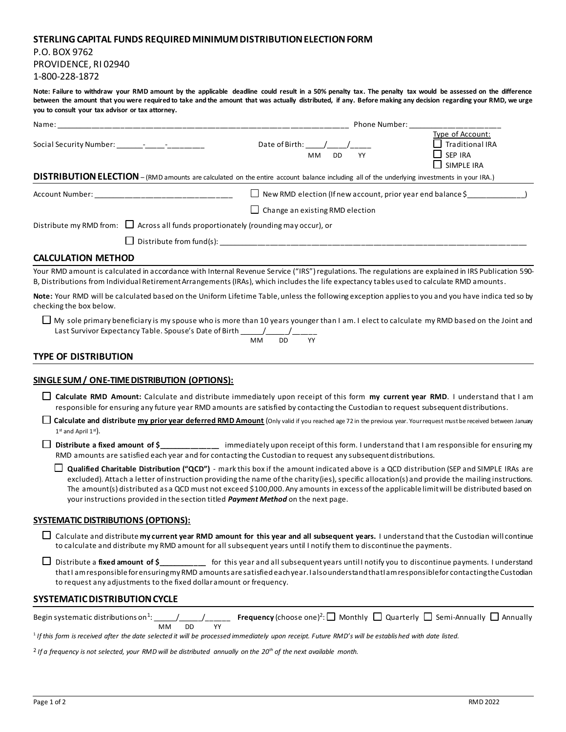# STERLING CAPITAL FUNDS REQUIRED MINIMUM DISTRIBUTION ELECTION FORM

P.O. BOX 9762
PROVIDENCE, RI 02940
1-800-228-1872

**Note: Failure to withdraw your RMD amount by the applicable deadline could result in a 50% penalty tax. The penalty tax would be assessed on the difference between the amount that you were required to take and the amount that was actually distributed, if any. Before making any decision regarding your RMD, we urge you to consult your tax advisor or tax attorney.**

Name: ______________________________________________________________ Phone Number: ____________________

Social Security Number: _______-_____-_________ Date of Birth: ____/____/_____ (MM DD YY)

Type of Account:
- ☐ Traditional IRA
- ☐ SEP IRA
- ☐ SIMPLE IRA

## DISTRIBUTION ELECTION

– (RMD amounts are calculated on the entire account balance including all of the underlying investments in your IRA.)

Account Number: ________________________________

☐ New RMD election (If new account, prior year end balance $_____________)

☐ Change an existing RMD election

Distribute my RMD from: ☐ Across all funds proportionately (rounding may occur), or

☐ Distribute from fund(s): ________________________________________________________________________

## CALCULATION METHOD

Your RMD amount is calculated in accordance with Internal Revenue Service ("IRS") regulations. The regulations are explained in IRS Publication 590-B, Distributions from Individual Retirement Arrangements (IRAs), which includes the life expectancy tables used to calculate RMD amounts.

**Note:** Your RMD will be calculated based on the Uniform Lifetime Table, unless the following exception applies to you and you have indicated so by checking the box below.

☐ My sole primary beneficiary is my spouse who is more than 10 years younger than I am. I elect to calculate my RMD based on the Joint and Last Survivor Expectancy Table. Spouse's Date of Birth _____/_____/_____ (MM DD YY)

## TYPE OF DISTRIBUTION

### SINGLE SUM / ONE-TIME DISTRIBUTION (OPTIONS):

☐ **Calculate RMD Amount:** Calculate and distribute immediately upon receipt of this form **my current year RMD**. I understand that I am responsible for ensuring any future year RMD amounts are satisfied by contacting the Custodian to request subsequent distributions.

☐ **Calculate and distribute <u>my prior year deferred RMD Amount</u>** (Only valid if you reached age 72 in the previous year. Your request must be received between January 1st and April 1st).

☐ **Distribute a fixed amount of $_____________** immediately upon receipt of this form. I understand that I am responsible for ensuring my RMD amounts are satisfied each year and for contacting the Custodian to request any subsequent distributions.

☐ **Qualified Charitable Distribution ("QCD")** - mark this box if the amount indicated above is a QCD distribution (SEP and SIMPLE IRAs are excluded). Attach a letter of instruction providing the name of the charity(ies), specific allocation(s) and provide the mailing instructions. The amount(s) distributed as a QCD must not exceed $100,000. Any amounts in excess of the applicable limit will be distributed based on your instructions provided in the section titled ***Payment Method*** on the next page.

### SYSTEMATIC DISTRIBUTIONS (OPTIONS):

☐ Calculate and distribute **my current year RMD amount for this year and all subsequent years.** I understand that the Custodian will continue to calculate and distribute my RMD amount for all subsequent years until I notify them to discontinue the payments.

☐ Distribute a **fixed amount of $__________** for this year and all subsequent years until I notify you to discontinue payments. I understand that I am responsible for ensuring my RMD amounts are satisfied each year. I also understand that I am responsible for contacting the Custodian to request any adjustments to the fixed dollar amount or frequency.

## SYSTEMATIC DISTRIBUTION CYCLE

Begin systematic distributions on[1]: _____/_____/_____ (MM DD YY) **Frequency** (choose one)[2]: ☐ Monthly ☐ Quarterly ☐ Semi-Annually ☐ Annually

[1] *If this form is received after the date selected it will be processed immediately upon receipt. Future RMD's will be established with date listed.*

[2] *If a frequency is not selected, your RMD will be distributed annually on the 20th of the next available month.*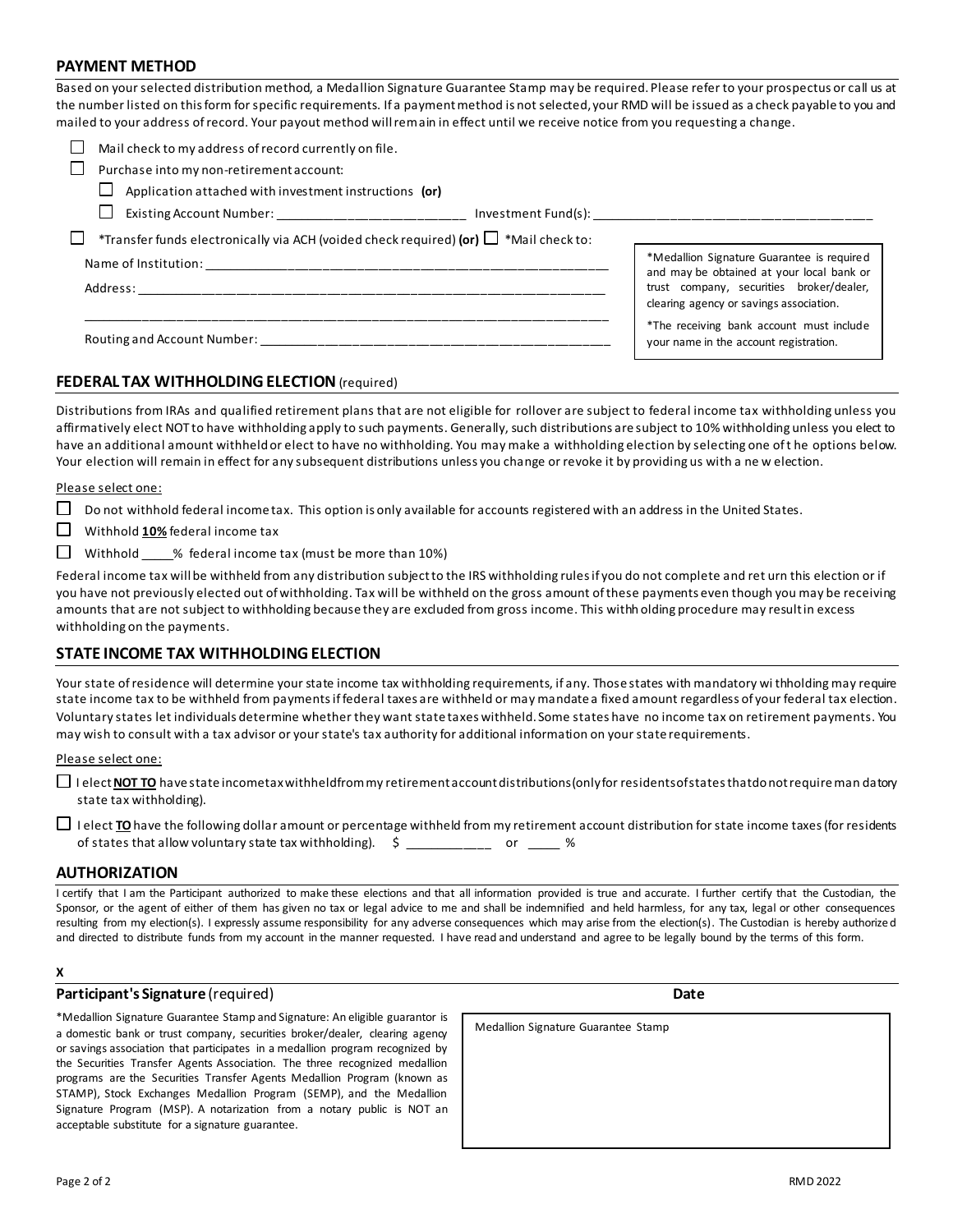## PAYMENT METHOD

Based on your selected distribution method, a Medallion Signature Guarantee Stamp may be required. Please refer to your prospectus or call us at the number listed on this form for specific requirements. If a payment method is not selected, your RMD will be issued as a check payable to you and mailed to your address of record. Your payout method will remain in effect until we receive notice from you requesting a change.

☐ Mail check to my address of record currently on file.

☐ Purchase into my non-retirement account:

☐ Application attached with investment instructions **(or)**

☐ Existing Account Number: ___________________________ Investment Fund(s): ________________________________________

☐ *Transfer funds electronically via ACH (voided check required) **(or)** ☐ *Mail check to:

Name of Institution: ___________________________________________________________

Address: ___________________________________________________________________

___________________________________________________________________________

Routing and Account Number: ___________________________________________________

*Medallion Signature Guarantee is required and may be obtained at your local bank or trust company, securities broker/dealer, clearing agency or savings association.

*The receiving bank account must include your name in the account registration.

## FEDERAL TAX WITHHOLDING ELECTION (required)

Distributions from IRAs and qualified retirement plans that are not eligible for rollover are subject to federal income tax withholding unless you affirmatively elect NOT to have withholding apply to such payments. Generally, such distributions are subject to 10% withholding unless you elect to have an additional amount withheld or elect to have no withholding. You may make a withholding election by selecting one of the options below. Your election will remain in effect for any subsequent distributions unless you change or revoke it by providing us with a new election.

Please select one:

☐ Do not withhold federal income tax. This option is only available for accounts registered with an address in the United States.

☐ Withhold **10%** federal income tax

☐ Withhold _____% federal income tax (must be more than 10%)

Federal income tax will be withheld from any distribution subject to the IRS withholding rules if you do not complete and return this election or if you have not previously elected out of withholding. Tax will be withheld on the gross amount of these payments even though you may be receiving amounts that are not subject to withholding because they are excluded from gross income. This withholding procedure may result in excess withholding on the payments.

## STATE INCOME TAX WITHHOLDING ELECTION

Your state of residence will determine your state income tax withholding requirements, if any. Those states with mandatory withholding may require state income tax to be withheld from payments if federal taxes are withheld or may mandate a fixed amount regardless of your federal tax election. Voluntary states let individuals determine whether they want state taxes withheld. Some states have no income tax on retirement payments. You may wish to consult with a tax advisor or your state's tax authority for additional information on your state requirements.

Please select one:

☐ I elect **NOT TO** have state income tax withheld from my retirement account distributions (only for residents of states that do not require mandatory state tax withholding).

☐ I elect **TO** have the following dollar amount or percentage withheld from my retirement account distribution for state income taxes (for residents of states that allow voluntary state tax withholding). $ ____________ or _____ %

## AUTHORIZATION

I certify that I am the Participant authorized to make these elections and that all information provided is true and accurate. I further certify that the Custodian, the Sponsor, or the agent of either of them has given no tax or legal advice to me and shall be indemnified and held harmless, for any tax, legal or other consequences resulting from my election(s). I expressly assume responsibility for any adverse consequences which may arise from the election(s). The Custodian is hereby authorized and directed to distribute funds from my account in the manner requested. I have read and understand and agree to be legally bound by the terms of this form.

**X**

**Participant's Signature** (required) **Date**

*Medallion Signature Guarantee Stamp and Signature: An eligible guarantor is a domestic bank or trust company, securities broker/dealer, clearing agency or savings association that participates in a medallion program recognized by the Securities Transfer Agents Association. The three recognized medallion programs are the Securities Transfer Agents Medallion Program (known as STAMP), Stock Exchanges Medallion Program (SEMP), and the Medallion Signature Program (MSP). A notarization from a notary public is NOT an acceptable substitute for a signature guarantee.

Medallion Signature Guarantee Stamp

RMD 2022